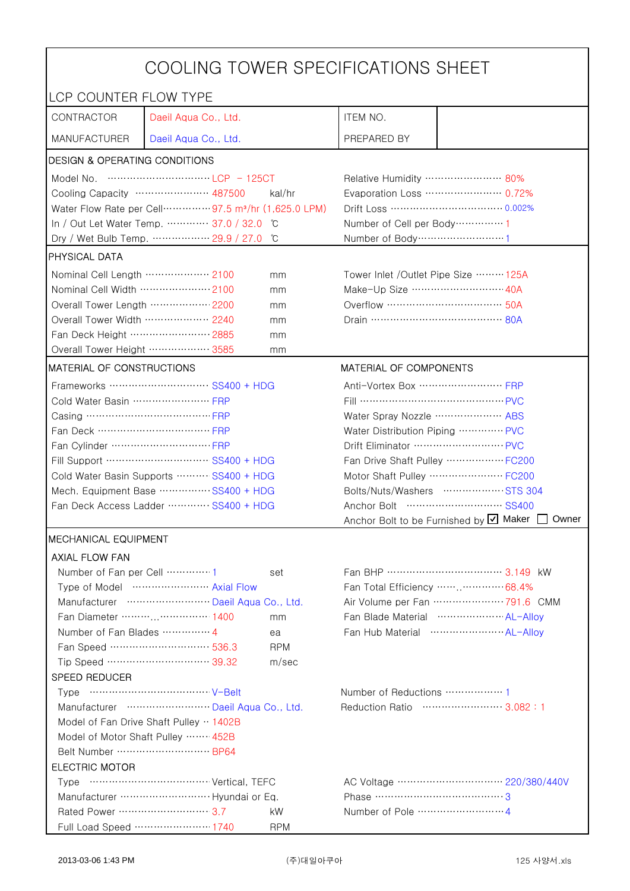# COOLING TOWER SPECIFICATIONS SHEET

## LCP COUNTER FLOW TYPE

| CONTRACTOR | Daeil Aqua Co., Ltd. | ITEM NO. | |
|---|---|---|---|
| MANUFACTURER | Daeil Aqua Co., Ltd. | PREPARED BY | |

### DESIGN & OPERATING CONDITIONS

| | | | | |
|---|---|---|---|---|
| Model No. | LCP - 125CT | | Relative Humidity | 80% |
| Cooling Capacity | 487500 | kal/hr | Evaporation Loss | 0.72% |
| Water Flow Rate per Cell | 97.5 m³/hr (1,625.0 LPM) | | Drift Loss | 0.002% |
| In / Out Let Water Temp. | 37.0 / 32.0 | ℃ | Number of Cell per Body | 1 |
| Dry / Wet Bulb Temp. | 29.9 / 27.0 | ℃ | Number of Body | 1 |

### PHYSICAL DATA

| | | | | |
|---|---|---|---|---|
| Nominal Cell Length | 2100 | mm | Tower Inlet /Outlet Pipe Size | 125A |
| Nominal Cell Width | 2100 | mm | Make-Up Size | 40A |
| Overall Tower Length | 2200 | mm | Overflow | 50A |
| Overall Tower Width | 2240 | mm | Drain | 80A |
| Fan Deck Height | 2885 | mm | | |
| Overall Tower Height | 3585 | mm | | |

### MATERIAL OF CONSTRUCTIONS / MATERIAL OF COMPONENTS

| MATERIAL OF CONSTRUCTIONS | | MATERIAL OF COMPONENTS | |
|---|---|---|---|
| Frameworks | SS400 + HDG | Anti-Vortex Box | FRP |
| Cold Water Basin | FRP | Fill | PVC |
| Casing | FRP | Water Spray Nozzle | ABS |
| Fan Deck | FRP | Water Distribution Piping | PVC |
| Fan Cylinder | FRP | Drift Eliminator | PVC |
| Fill Support | SS400 + HDG | Fan Drive Shaft Pulley | FC200 |
| Cold Water Basin Supports | SS400 + HDG | Motor Shaft Pulley | FC200 |
| Mech. Equipment Base | SS400 + HDG | Bolts/Nuts/Washers | STS 304 |
| Fan Deck Access Ladder | SS400 + HDG | Anchor Bolt | SS400 |
| | | Anchor Bolt to be Furnished by | ☑ Maker ☐ Owner |

### MECHANICAL EQUIPMENT

#### AXIAL FLOW FAN

| | | | | |
|---|---|---|---|---|
| Number of Fan per Cell | 1 | set | Fan BHP | 3.149 kW |
| Type of Model | Axial Flow | | Fan Total Efficiency | 68.4% |
| Manufacturer | Daeil Aqua Co., Ltd. | | Air Volume per Fan | 791.6 CMM |
| Fan Diameter | 1400 | mm | Fan Blade Material | AL-Alloy |
| Number of Fan Blades | 4 | ea | Fan Hub Material | AL-Alloy |
| Fan Speed | 536.3 | RPM | | |
| Tip Speed | 39.32 | m/sec | | |

#### SPEED REDUCER

| | | | |
|---|---|---|---|
| Type | V-Belt | Number of Reductions | 1 |
| Manufacturer | Daeil Aqua Co., Ltd. | Reduction Ratio | 3.082 : 1 |
| Model of Fan Drive Shaft Pulley | 1402B | | |
| Model of Motor Shaft Pulley | 452B | | |
| Belt Number | BP64 | | |

#### ELECTRIC MOTOR

| | | | | |
|---|---|---|---|---|
| Type | Vertical, TEFC | | AC Voltage | 220/380/440V |
| Manufacturer | Hyundai or Eq. | | Phase | 3 |
| Rated Power | 3.7 | kW | Number of Pole | 4 |
| Full Load Speed | 1740 | RPM | | |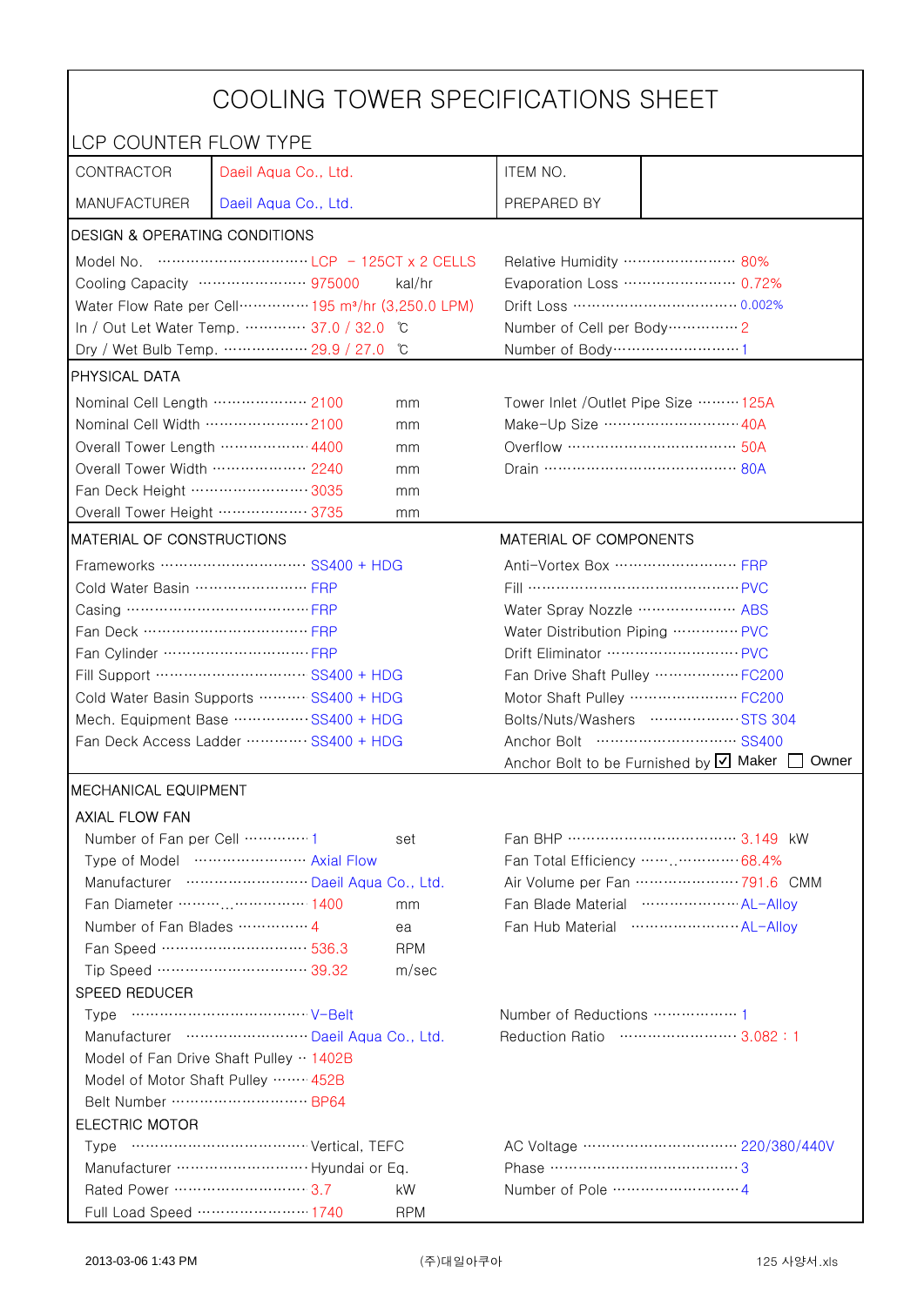# COOLING TOWER SPECIFICATIONS SHEET

## LCP COUNTER FLOW TYPE

| CONTRACTOR | Daeil Aqua Co., Ltd. | ITEM NO. | |
|---|---|---|---|
| MANUFACTURER | Daeil Aqua Co., Ltd. | PREPARED BY | |

### DESIGN & OPERATING CONDITIONS

| | | | | |
|---|---|---|---|---|
| Model No. | LCP – 125CT x 2 CELLS | | Relative Humidity | 80% |
| Cooling Capacity | 975000 | kal/hr | Evaporation Loss | 0.72% |
| Water Flow Rate per Cell | 195 m³/hr (3,250.0 LPM) | | Drift Loss | 0.002% |
| In / Out Let Water Temp. | 37.0 / 32.0 | ℃ | Number of Cell per Body | 2 |
| Dry / Wet Bulb Temp. | 29.9 / 27.0 | ℃ | Number of Body | 1 |

### PHYSICAL DATA

| | | | | |
|---|---|---|---|---|
| Nominal Cell Length | 2100 | mm | Tower Inlet /Outlet Pipe Size | 125A |
| Nominal Cell Width | 2100 | mm | Make-Up Size | 40A |
| Overall Tower Length | 4400 | mm | Overflow | 50A |
| Overall Tower Width | 2240 | mm | Drain | 80A |
| Fan Deck Height | 3035 | mm | | |
| Overall Tower Height | 3735 | mm | | |

### MATERIAL OF CONSTRUCTIONS / MATERIAL OF COMPONENTS

| MATERIAL OF CONSTRUCTIONS | | MATERIAL OF COMPONENTS | |
|---|---|---|---|
| Frameworks | SS400 + HDG | Anti-Vortex Box | FRP |
| Cold Water Basin | FRP | Fill | PVC |
| Casing | FRP | Water Spray Nozzle | ABS |
| Fan Deck | FRP | Water Distribution Piping | PVC |
| Fan Cylinder | FRP | Drift Eliminator | PVC |
| Fill Support | SS400 + HDG | Fan Drive Shaft Pulley | FC200 |
| Cold Water Basin Supports | SS400 + HDG | Motor Shaft Pulley | FC200 |
| Mech. Equipment Base | SS400 + HDG | Bolts/Nuts/Washers | STS 304 |
| Fan Deck Access Ladder | SS400 + HDG | Anchor Bolt | SS400 |
| | | Anchor Bolt to be Furnished by | ☑ Maker ☐ Owner |

### MECHANICAL EQUIPMENT

#### AXIAL FLOW FAN

| | | | | | |
|---|---|---|---|---|---|
| Number of Fan per Cell | 1 | set | Fan BHP | 3.149 | kW |
| Type of Model | Axial Flow | | Fan Total Efficiency | 68.4% | |
| Manufacturer | Daeil Aqua Co., Ltd. | | Air Volume per Fan | 791.6 | CMM |
| Fan Diameter | 1400 | mm | Fan Blade Material | AL-Alloy | |
| Number of Fan Blades | 4 | ea | Fan Hub Material | AL-Alloy | |
| Fan Speed | 536.3 | RPM | | | |
| Tip Speed | 39.32 | m/sec | | | |

#### SPEED REDUCER

| | | | |
|---|---|---|---|
| Type | V-Belt | Number of Reductions | 1 |
| Manufacturer | Daeil Aqua Co., Ltd. | Reduction Ratio | 3.082 : 1 |
| Model of Fan Drive Shaft Pulley | 1402B | | |
| Model of Motor Shaft Pulley | 452B | | |
| Belt Number | BP64 | | |

#### ELECTRIC MOTOR

| | | | | |
|---|---|---|---|---|
| Type | Vertical, TEFC | | AC Voltage | 220/380/440V |
| Manufacturer | Hyundai or Eq. | | Phase | 3 |
| Rated Power | 3.7 | kW | Number of Pole | 4 |
| Full Load Speed | 1740 | RPM | | |

2013-03-06 1:43 PM (주)대일아쿠아 125 사양서.xls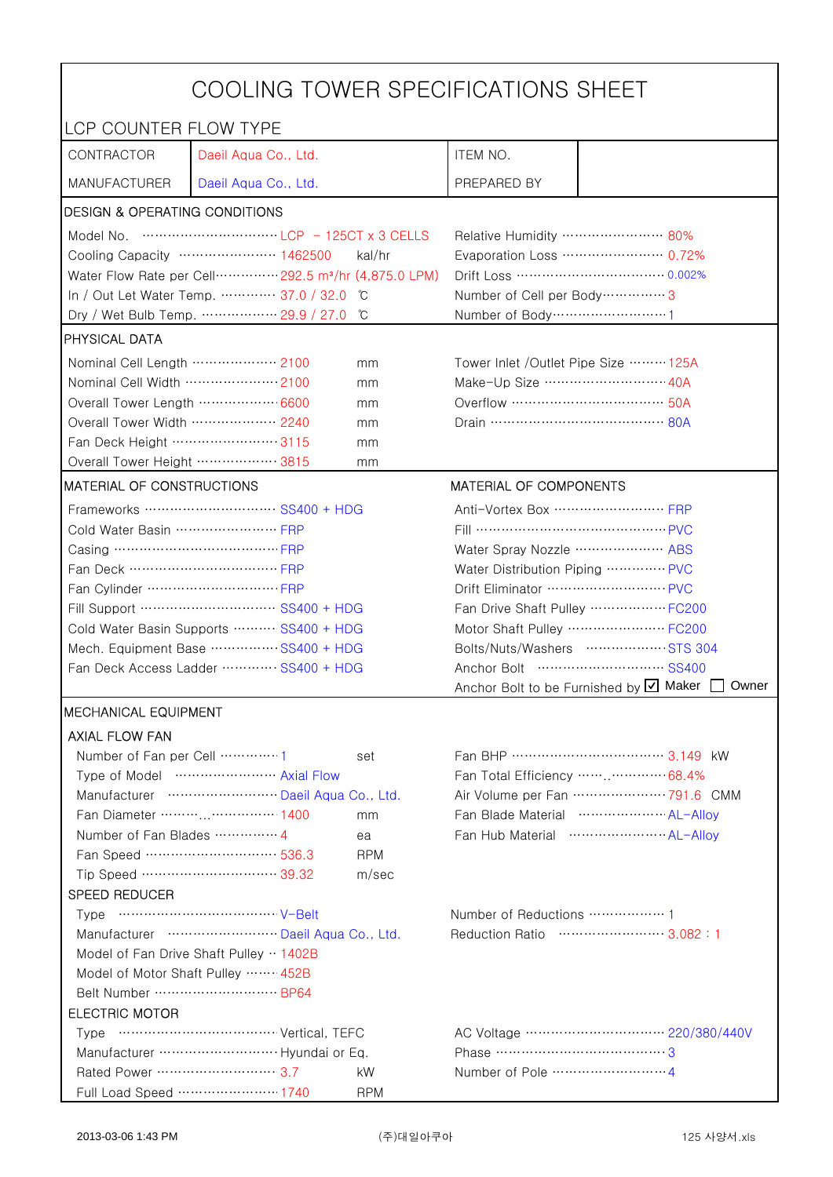# COOLING TOWER SPECIFICATIONS SHEET

## LCP COUNTER FLOW TYPE

| CONTRACTOR | Daeil Aqua Co., Ltd. | ITEM NO. | |
|---|---|---|---|
| MANUFACTURER | Daeil Aqua Co., Ltd. | PREPARED BY | |

### DESIGN & OPERATING CONDITIONS

| | | | | |
|---|---|---|---|---|
| Model No. | LCP - 125CT x 3 CELLS | | Relative Humidity | 80% |
| Cooling Capacity | 1462500 | kal/hr | Evaporation Loss | 0.72% |
| Water Flow Rate per Cell | 292.5 m³/hr (4,875.0 LPM) | | Drift Loss | 0.002% |
| In / Out Let Water Temp. | 37.0 / 32.0 | ℃ | Number of Cell per Body | 3 |
| Dry / Wet Bulb Temp. | 29.9 / 27.0 | ℃ | Number of Body | 1 |

### PHYSICAL DATA

| | | | | |
|---|---|---|---|---|
| Nominal Cell Length | 2100 | mm | Tower Inlet /Outlet Pipe Size | 125A |
| Nominal Cell Width | 2100 | mm | Make-Up Size | 40A |
| Overall Tower Length | 6600 | mm | Overflow | 50A |
| Overall Tower Width | 2240 | mm | Drain | 80A |
| Fan Deck Height | 3115 | mm | | |
| Overall Tower Height | 3815 | mm | | |

### MATERIAL OF CONSTRUCTIONS / MATERIAL OF COMPONENTS

| MATERIAL OF CONSTRUCTIONS | | MATERIAL OF COMPONENTS | |
|---|---|---|---|
| Frameworks | SS400 + HDG | Anti-Vortex Box | FRP |
| Cold Water Basin | FRP | Fill | PVC |
| Casing | FRP | Water Spray Nozzle | ABS |
| Fan Deck | FRP | Water Distribution Piping | PVC |
| Fan Cylinder | FRP | Drift Eliminator | PVC |
| Fill Support | SS400 + HDG | Fan Drive Shaft Pulley | FC200 |
| Cold Water Basin Supports | SS400 + HDG | Motor Shaft Pulley | FC200 |
| Mech. Equipment Base | SS400 + HDG | Bolts/Nuts/Washers | STS 304 |
| Fan Deck Access Ladder | SS400 + HDG | Anchor Bolt | SS400 |
| | | Anchor Bolt to be Furnished by | ☑ Maker ☐ Owner |

### MECHANICAL EQUIPMENT

#### AXIAL FLOW FAN

| | | | | |
|---|---|---|---|---|
| Number of Fan per Cell | 1 | set | Fan BHP | 3.149 kW |
| Type of Model | Axial Flow | | Fan Total Efficiency | 68.4% |
| Manufacturer | Daeil Aqua Co., Ltd. | | Air Volume per Fan | 791.6 CMM |
| Fan Diameter | 1400 | mm | Fan Blade Material | AL-Alloy |
| Number of Fan Blades | 4 | ea | Fan Hub Material | AL-Alloy |
| Fan Speed | 536.3 | RPM | | |
| Tip Speed | 39.32 | m/sec | | |

#### SPEED REDUCER

| | | | |
|---|---|---|---|
| Type | V-Belt | Number of Reductions | 1 |
| Manufacturer | Daeil Aqua Co., Ltd. | Reduction Ratio | 3.082 : 1 |
| Model of Fan Drive Shaft Pulley | 1402B | | |
| Model of Motor Shaft Pulley | 452B | | |
| Belt Number | BP64 | | |

#### ELECTRIC MOTOR

| | | | | |
|---|---|---|---|---|
| Type | Vertical, TEFC | | AC Voltage | 220/380/440V |
| Manufacturer | Hyundai or Eq. | | Phase | 3 |
| Rated Power | 3.7 | kW | Number of Pole | 4 |
| Full Load Speed | 1740 | RPM | | |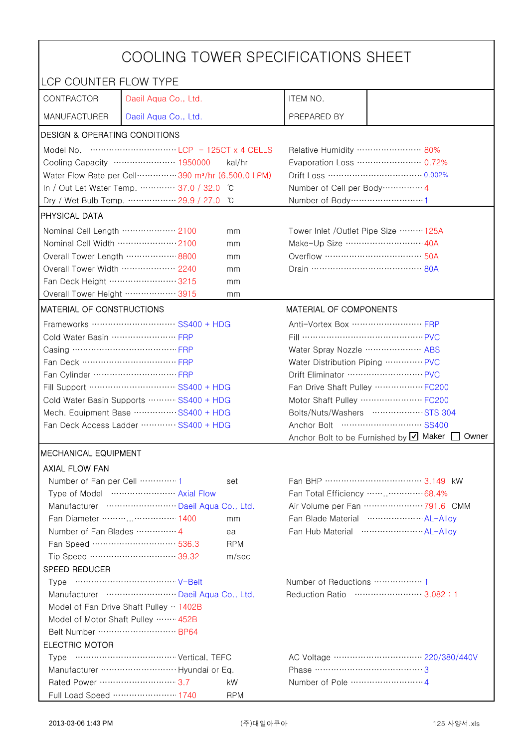# COOLING TOWER SPECIFICATIONS SHEET

## LCP COUNTER FLOW TYPE

| CONTRACTOR | Daeil Aqua Co., Ltd. | ITEM NO. | |
|---|---|---|---|
| MANUFACTURER | Daeil Aqua Co., Ltd. | PREPARED BY | |

### DESIGN & OPERATING CONDITIONS

| | | | | |
|---|---|---|---|---|
| Model No. | LCP − 125CT x 4 CELLS | | Relative Humidity | 80% |
| Cooling Capacity | 1950000 | kal/hr | Evaporation Loss | 0.72% |
| Water Flow Rate per Cell | 390 m³/hr (6,500.0 LPM) | | Drift Loss | 0.002% |
| In / Out Let Water Temp. | 37.0 / 32.0 | ℃ | Number of Cell per Body | 4 |
| Dry / Wet Bulb Temp. | 29.9 / 27.0 | ℃ | Number of Body | 1 |

### PHYSICAL DATA

| | | | | |
|---|---|---|---|---|
| Nominal Cell Length | 2100 | mm | Tower Inlet /Outlet Pipe Size | 125A |
| Nominal Cell Width | 2100 | mm | Make-Up Size | 40A |
| Overall Tower Length | 8800 | mm | Overflow | 50A |
| Overall Tower Width | 2240 | mm | Drain | 80A |
| Fan Deck Height | 3215 | mm | | |
| Overall Tower Height | 3915 | mm | | |

### MATERIAL OF CONSTRUCTIONS / MATERIAL OF COMPONENTS

| MATERIAL OF CONSTRUCTIONS | | MATERIAL OF COMPONENTS | |
|---|---|---|---|
| Frameworks | SS400 + HDG | Anti-Vortex Box | FRP |
| Cold Water Basin | FRP | Fill | PVC |
| Casing | FRP | Water Spray Nozzle | ABS |
| Fan Deck | FRP | Water Distribution Piping | PVC |
| Fan Cylinder | FRP | Drift Eliminator | PVC |
| Fill Support | SS400 + HDG | Fan Drive Shaft Pulley | FC200 |
| Cold Water Basin Supports | SS400 + HDG | Motor Shaft Pulley | FC200 |
| Mech. Equipment Base | SS400 + HDG | Bolts/Nuts/Washers | STS 304 |
| Fan Deck Access Ladder | SS400 + HDG | Anchor Bolt | SS400 |
| | | Anchor Bolt to be Furnished by | ☑ Maker ☐ Owner |

### MECHANICAL EQUIPMENT

#### AXIAL FLOW FAN

| | | | | |
|---|---|---|---|---|
| Number of Fan per Cell | 1 | set | Fan BHP | 3.149 kW |
| Type of Model | Axial Flow | | Fan Total Efficiency | 68.4% |
| Manufacturer | Daeil Aqua Co., Ltd. | | Air Volume per Fan | 791.6 CMM |
| Fan Diameter | 1400 | mm | Fan Blade Material | AL-Alloy |
| Number of Fan Blades | 4 | ea | Fan Hub Material | AL-Alloy |
| Fan Speed | 536.3 | RPM | | |
| Tip Speed | 39.32 | m/sec | | |

#### SPEED REDUCER

| | | | |
|---|---|---|---|
| Type | V-Belt | Number of Reductions | 1 |
| Manufacturer | Daeil Aqua Co., Ltd. | Reduction Ratio | 3.082 : 1 |
| Model of Fan Drive Shaft Pulley | 1402B | | |
| Model of Motor Shaft Pulley | 452B | | |
| Belt Number | BP64 | | |

#### ELECTRIC MOTOR

| | | | | |
|---|---|---|---|---|
| Type | Vertical, TEFC | | AC Voltage | 220/380/440V |
| Manufacturer | Hyundai or Eq. | | Phase | 3 |
| Rated Power | 3.7 | kW | Number of Pole | 4 |
| Full Load Speed | 1740 | RPM | | |

2013-03-06 1:43 PM　　(주)대일아쿠아　　125 사양서.xls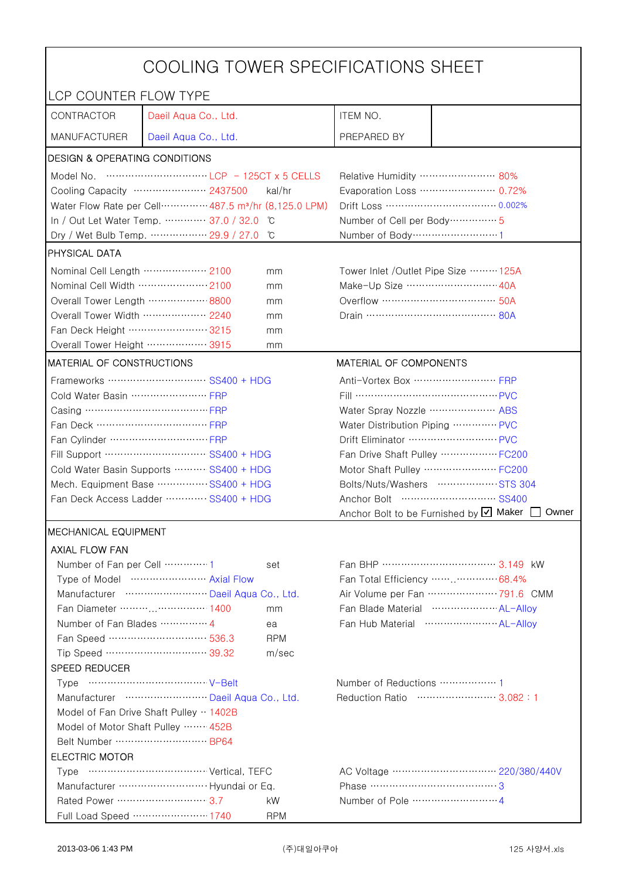# COOLING TOWER SPECIFICATIONS SHEET

LCP COUNTER FLOW TYPE

| | | | |
|---|---|---|---|
| CONTRACTOR | Daeil Aqua Co., Ltd. | ITEM NO. | |
| MANUFACTURER | Daeil Aqua Co., Ltd. | PREPARED BY | |

## DESIGN & OPERATING CONDITIONS

| | | | | |
|---|---|---|---|---|
| Model No. | LCP - 125CT x 5 CELLS | | Relative Humidity | 80% |
| Cooling Capacity | 2437500 | kal/hr | Evaporation Loss | 0.72% |
| Water Flow Rate per Cell | 487.5 m³/hr (8,125.0 LPM) | | Drift Loss | 0.002% |
| In / Out Let Water Temp. | 37.0 / 32.0 | ℃ | Number of Cell per Body | 5 |
| Dry / Wet Bulb Temp. | 29.9 / 27.0 | ℃ | Number of Body | 1 |

## PHYSICAL DATA

| | | | | |
|---|---|---|---|---|
| Nominal Cell Length | 2100 | mm | Tower Inlet /Outlet Pipe Size | 125A |
| Nominal Cell Width | 2100 | mm | Make-Up Size | 40A |
| Overall Tower Length | 8800 | mm | Overflow | 50A |
| Overall Tower Width | 2240 | mm | Drain | 80A |
| Fan Deck Height | 3215 | mm | | |
| Overall Tower Height | 3915 | mm | | |

## MATERIAL OF CONSTRUCTIONS / MATERIAL OF COMPONENTS

| MATERIAL OF CONSTRUCTIONS | | MATERIAL OF COMPONENTS | |
|---|---|---|---|
| Frameworks | SS400 + HDG | Anti-Vortex Box | FRP |
| Cold Water Basin | FRP | Fill | PVC |
| Casing | FRP | Water Spray Nozzle | ABS |
| Fan Deck | FRP | Water Distribution Piping | PVC |
| Fan Cylinder | FRP | Drift Eliminator | PVC |
| Fill Support | SS400 + HDG | Fan Drive Shaft Pulley | FC200 |
| Cold Water Basin Supports | SS400 + HDG | Motor Shaft Pulley | FC200 |
| Mech. Equipment Base | SS400 + HDG | Bolts/Nuts/Washers | STS 304 |
| Fan Deck Access Ladder | SS400 + HDG | Anchor Bolt | SS400 |
| | | Anchor Bolt to be Furnished by | ☑ Maker ☐ Owner |

## MECHANICAL EQUIPMENT

### AXIAL FLOW FAN

| | | | | | |
|---|---|---|---|---|---|
| Number of Fan per Cell | 1 | set | Fan BHP | 3.149 | kW |
| Type of Model | Axial Flow | | Fan Total Efficiency | 68.4% | |
| Manufacturer | Daeil Aqua Co., Ltd. | | Air Volume per Fan | 791.6 | CMM |
| Fan Diameter | 1400 | mm | Fan Blade Material | AL-Alloy | |
| Number of Fan Blades | 4 | ea | Fan Hub Material | AL-Alloy | |
| Fan Speed | 536.3 | RPM | | | |
| Tip Speed | 39.32 | m/sec | | | |

### SPEED REDUCER

| | | | |
|---|---|---|---|
| Type | V-Belt | Number of Reductions | 1 |
| Manufacturer | Daeil Aqua Co., Ltd. | Reduction Ratio | 3.082 : 1 |
| Model of Fan Drive Shaft Pulley | 1402B | | |
| Model of Motor Shaft Pulley | 452B | | |
| Belt Number | BP64 | | |

### ELECTRIC MOTOR

| | | | | |
|---|---|---|---|---|
| Type | Vertical, TEFC | | AC Voltage | 220/380/440V |
| Manufacturer | Hyundai or Eq. | | Phase | 3 |
| Rated Power | 3.7 | kW | Number of Pole | 4 |
| Full Load Speed | 1740 | RPM | | |